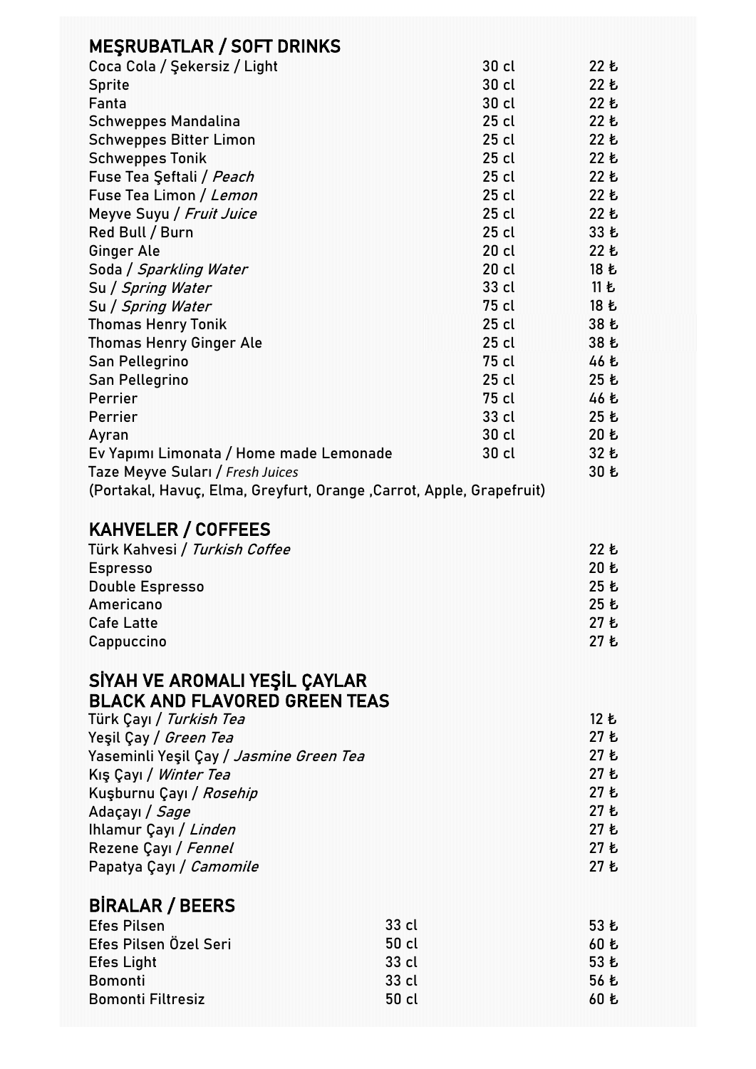## MEŞRUBATLAR / SOFT DRINKS

| | | |
|---|---|---|
| Coca Cola / Şekersiz / Light | 30 cl | 22 ₺ |
| Sprite | 30 cl | 22 ₺ |
| Fanta | 30 cl | 22 ₺ |
| Schweppes Mandalina | 25 cl | 22 ₺ |
| Schweppes Bitter Limon | 25 cl | 22 ₺ |
| Schweppes Tonik | 25 cl | 22 ₺ |
| Fuse Tea Şeftali / *Peach* | 25 cl | 22 ₺ |
| Fuse Tea Limon / *Lemon* | 25 cl | 22 ₺ |
| Meyve Suyu / *Fruit Juice* | 25 cl | 22 ₺ |
| Red Bull / Burn | 25 cl | 33 ₺ |
| Ginger Ale | 20 cl | 22 ₺ |
| Soda / *Sparkling Water* | 20 cl | 18 ₺ |
| Su / *Spring Water* | 33 cl | 11 ₺ |
| Su / *Spring Water* | 75 cl | 18 ₺ |
| Thomas Henry Tonik | 25 cl | 38 ₺ |
| Thomas Henry Ginger Ale | 25 cl | 38 ₺ |
| San Pellegrino | 75 cl | 46 ₺ |
| San Pellegrino | 25 cl | 25 ₺ |
| Perrier | 75 cl | 46 ₺ |
| Perrier | 33 cl | 25 ₺ |
| Ayran | 30 cl | 20 ₺ |
| Ev Yapımı Limonata / Home made Lemonade | 30 cl | 32 ₺ |
| Taze Meyve Suları / *Fresh Juices* | | 30 ₺ |

(Portakal, Havuç, Elma, Greyfurt, Orange ,Carrot, Apple, Grapefruit)

## KAHVELER / COFFEES

| | |
|---|---|
| Türk Kahvesi / *Turkish Coffee* | 22 ₺ |
| Espresso | 20 ₺ |
| Double Espresso | 25 ₺ |
| Americano | 25 ₺ |
| Cafe Latte | 27 ₺ |
| Cappuccino | 27 ₺ |

## SİYAH VE AROMALI YEŞİL ÇAYLAR BLACK AND FLAVORED GREEN TEAS

| | |
|---|---|
| Türk Çayı / *Turkish Tea* | 12 ₺ |
| Yeşil Çay / *Green Tea* | 27 ₺ |
| Yaseminli Yeşil Çay / *Jasmine Green Tea* | 27 ₺ |
| Kış Çayı / *Winter Tea* | 27 ₺ |
| Kuşburnu Çayı / *Rosehip* | 27 ₺ |
| Adaçayı / *Sage* | 27 ₺ |
| Ihlamur Çayı / *Linden* | 27 ₺ |
| Rezene Çayı / *Fennel* | 27 ₺ |
| Papatya Çayı / *Camomile* | 27 ₺ |

## BİRALAR / BEERS

| | | |
|---|---|---|
| Efes Pilsen | 33 cl | 53 ₺ |
| Efes Pilsen Özel Seri | 50 cl | 60 ₺ |
| Efes Light | 33 cl | 53 ₺ |
| Bomonti | 33 cl | 56 ₺ |
| Bomonti Filtresiz | 50 cl | 60 ₺ |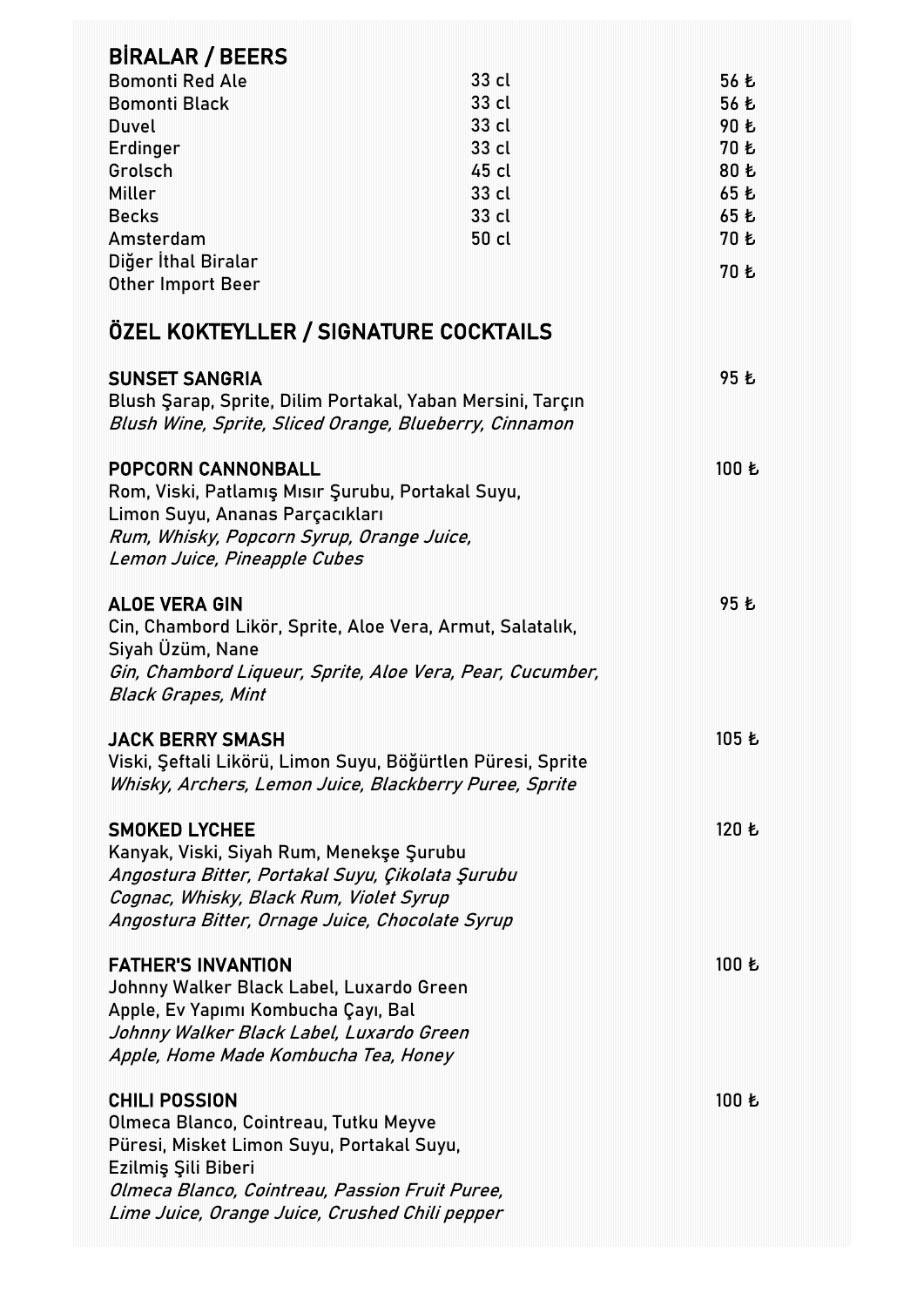## BİRALAR / BEERS

| | | |
|---|---|---|
| Bomonti Red Ale | 33 cl | 56 ₺ |
| Bomonti Black | 33 cl | 56 ₺ |
| Duvel | 33 cl | 90 ₺ |
| Erdinger | 33 cl | 70 ₺ |
| Grolsch | 45 cl | 80 ₺ |
| Miller | 33 cl | 65 ₺ |
| Becks | 33 cl | 65 ₺ |
| Amsterdam | 50 cl | 70 ₺ |
| Diğer İthal Biralar<br>Other Import Beer | | 70 ₺ |

## ÖZEL KOKTEYLLER / SIGNATURE COCKTAILS

**SUNSET SANGRIA** — 95 ₺
Blush Şarap, Sprite, Dilim Portakal, Yaban Mersini, Tarçın
*Blush Wine, Sprite, Sliced Orange, Blueberry, Cinnamon*

**POPCORN CANNONBALL** — 100 ₺
Rom, Viski, Patlamış Mısır Şurubu, Portakal Suyu,
Limon Suyu, Ananas Parçacıkları
*Rum, Whisky, Popcorn Syrup, Orange Juice,*
*Lemon Juice, Pineapple Cubes*

**ALOE VERA GIN** — 95 ₺
Cin, Chambord Likör, Sprite, Aloe Vera, Armut, Salatalık,
Siyah Üzüm, Nane
*Gin, Chambord Liqueur, Sprite, Aloe Vera, Pear, Cucumber,*
*Black Grapes, Mint*

**JACK BERRY SMASH** — 105 ₺
Viski, Şeftali Likörü, Limon Suyu, Böğürtlen Püresi, Sprite
*Whisky, Archers, Lemon Juice, Blackberry Puree, Sprite*

**SMOKED LYCHEE** — 120 ₺
Kanyak, Viski, Siyah Rum, Menekşe Şurubu
*Angostura Bitter, Portakal Suyu, Çikolata Şurubu*
*Cognac, Whisky, Black Rum, Violet Syrup*
*Angostura Bitter, Ornage Juice, Chocolate Syrup*

**FATHER'S INVANTION** — 100 ₺
Johnny Walker Black Label, Luxardo Green
Apple, Ev Yapımı Kombucha Çayı, Bal
*Johnny Walker Black Label, Luxardo Green*
*Apple, Home Made Kombucha Tea, Honey*

**CHILI POSSION** — 100 ₺
Olmeca Blanco, Cointreau, Tutku Meyve
Püresi, Misket Limon Suyu, Portakal Suyu,
Ezilmiş Şili Biberi
*Olmeca Blanco, Cointreau, Passion Fruit Puree,*
*Lime Juice, Orange Juice, Crushed Chili pepper*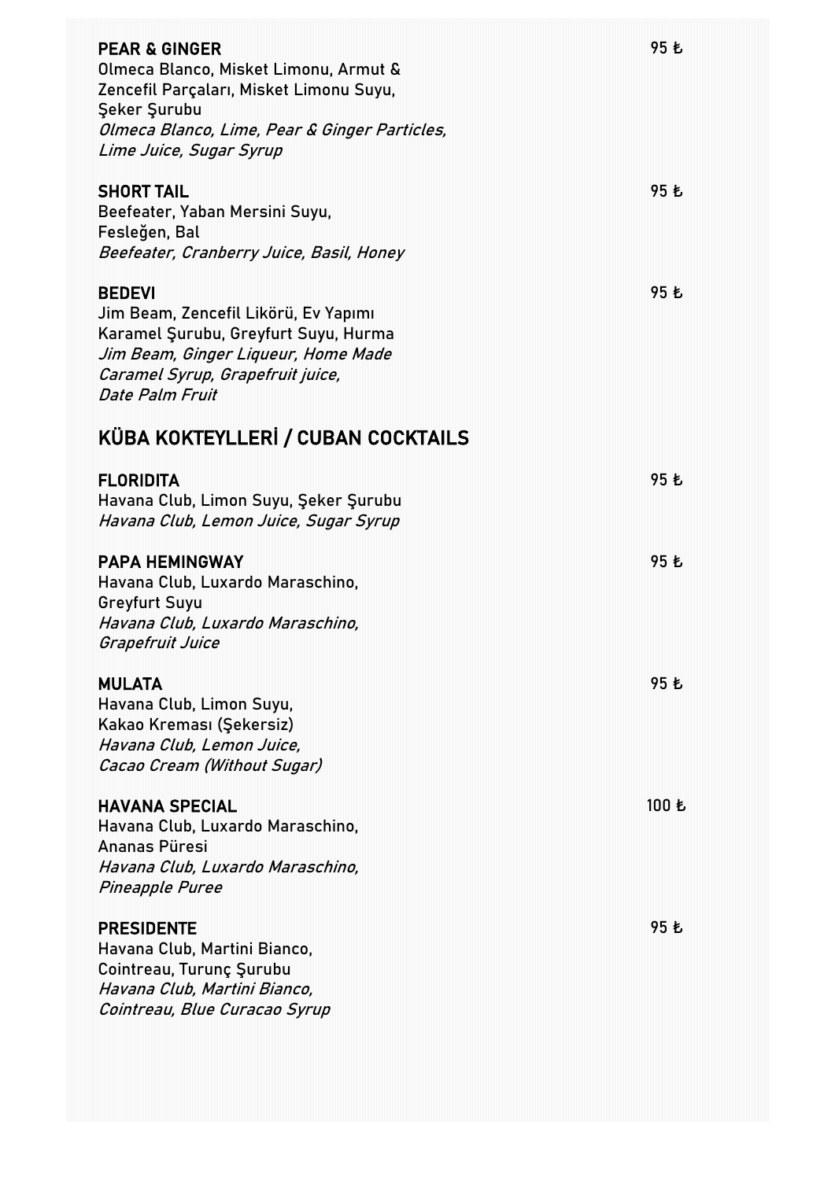**PEAR & GINGER** 95 ₺
Olmeca Blanco, Misket Limonu, Armut & Zencefil Parçaları, Misket Limonu Suyu, Şeker Şurubu
*Olmeca Blanco, Lime, Pear & Ginger Particles, Lime Juice, Sugar Syrup*

**SHORT TAIL** 95 ₺
Beefeater, Yaban Mersini Suyu, Fesleğen, Bal
*Beefeater, Cranberry Juice, Basil, Honey*

**BEDEVI** 95 ₺
Jim Beam, Zencefil Likörü, Ev Yapımı Karamel Şurubu, Greyfurt Suyu, Hurma
*Jim Beam, Ginger Liqueur, Home Made Caramel Syrup, Grapefruit juice, Date Palm Fruit*

## KÜBA KOKTEYLLERİ / CUBAN COCKTAILS

**FLORIDITA** 95 ₺
Havana Club, Limon Suyu, Şeker Şurubu
*Havana Club, Lemon Juice, Sugar Syrup*

**PAPA HEMINGWAY** 95 ₺
Havana Club, Luxardo Maraschino, Greyfurt Suyu
*Havana Club, Luxardo Maraschino, Grapefruit Juice*

**MULATA** 95 ₺
Havana Club, Limon Suyu, Kakao Kreması (Şekersiz)
*Havana Club, Lemon Juice, Cacao Cream (Without Sugar)*

**HAVANA SPECIAL** 100 ₺
Havana Club, Luxardo Maraschino, Ananas Püresi
*Havana Club, Luxardo Maraschino, Pineapple Puree*

**PRESIDENTE** 95 ₺
Havana Club, Martini Bianco, Cointreau, Turunç Şurubu
*Havana Club, Martini Bianco, Cointreau, Blue Curacao Syrup*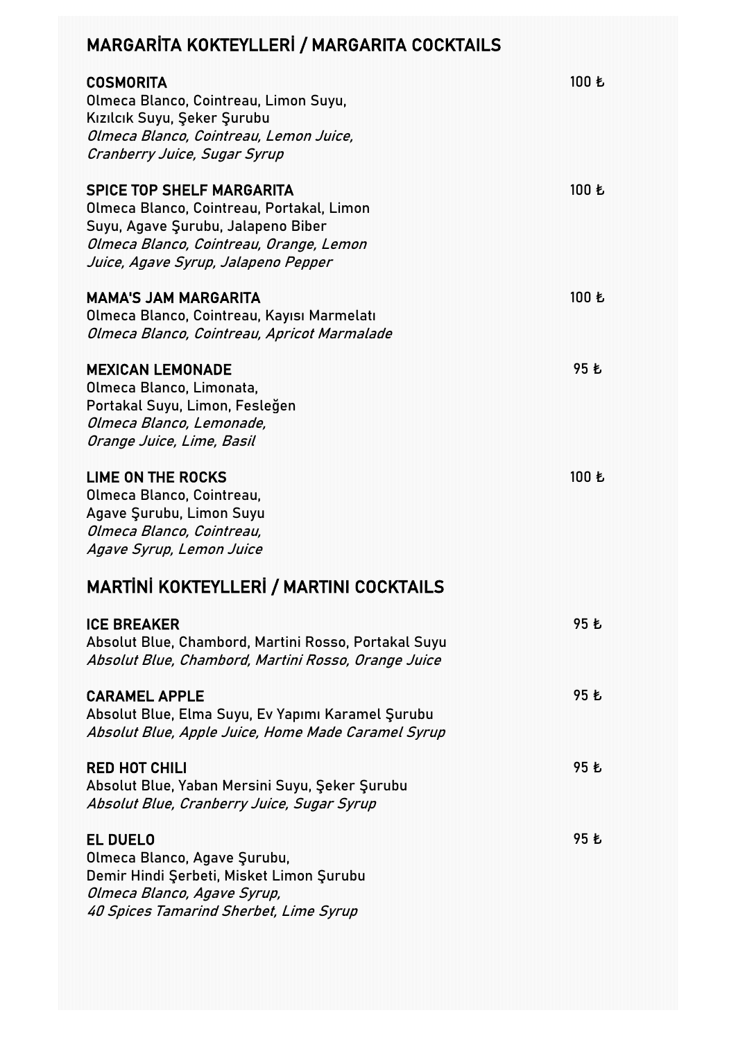## MARGARİTA KOKTEYLLERİ / MARGARITA COCKTAILS

**COSMORITA** 100 ₺
Olmeca Blanco, Cointreau, Limon Suyu,
Kızılcık Suyu, Şeker Şurubu
*Olmeca Blanco, Cointreau, Lemon Juice,*
*Cranberry Juice, Sugar Syrup*

**SPICE TOP SHELF MARGARITA** 100 ₺
Olmeca Blanco, Cointreau, Portakal, Limon
Suyu, Agave Şurubu, Jalapeno Biber
*Olmeca Blanco, Cointreau, Orange, Lemon*
*Juice, Agave Syrup, Jalapeno Pepper*

**MAMA'S JAM MARGARITA** 100 ₺
Olmeca Blanco, Cointreau, Kayısı Marmelatı
*Olmeca Blanco, Cointreau, Apricot Marmalade*

**MEXICAN LEMONADE** 95 ₺
Olmeca Blanco, Limonata,
Portakal Suyu, Limon, Fesleğen
*Olmeca Blanco, Lemonade,*
*Orange Juice, Lime, Basil*

**LIME ON THE ROCKS** 100 ₺
Olmeca Blanco, Cointreau,
Agave Şurubu, Limon Suyu
*Olmeca Blanco, Cointreau,*
*Agave Syrup, Lemon Juice*

## MARTİNİ KOKTEYLLERİ / MARTINI COCKTAILS

**ICE BREAKER** 95 ₺
Absolut Blue, Chambord, Martini Rosso, Portakal Suyu
*Absolut Blue, Chambord, Martini Rosso, Orange Juice*

**CARAMEL APPLE** 95 ₺
Absolut Blue, Elma Suyu, Ev Yapımı Karamel Şurubu
*Absolut Blue, Apple Juice, Home Made Caramel Syrup*

**RED HOT CHILI** 95 ₺
Absolut Blue, Yaban Mersini Suyu, Şeker Şurubu
*Absolut Blue, Cranberry Juice, Sugar Syrup*

**EL DUELO** 95 ₺
Olmeca Blanco, Agave Şurubu,
Demir Hindi Şerbeti, Misket Limon Şurubu
*Olmeca Blanco, Agave Syrup,*
*40 Spices Tamarind Sherbet, Lime Syrup*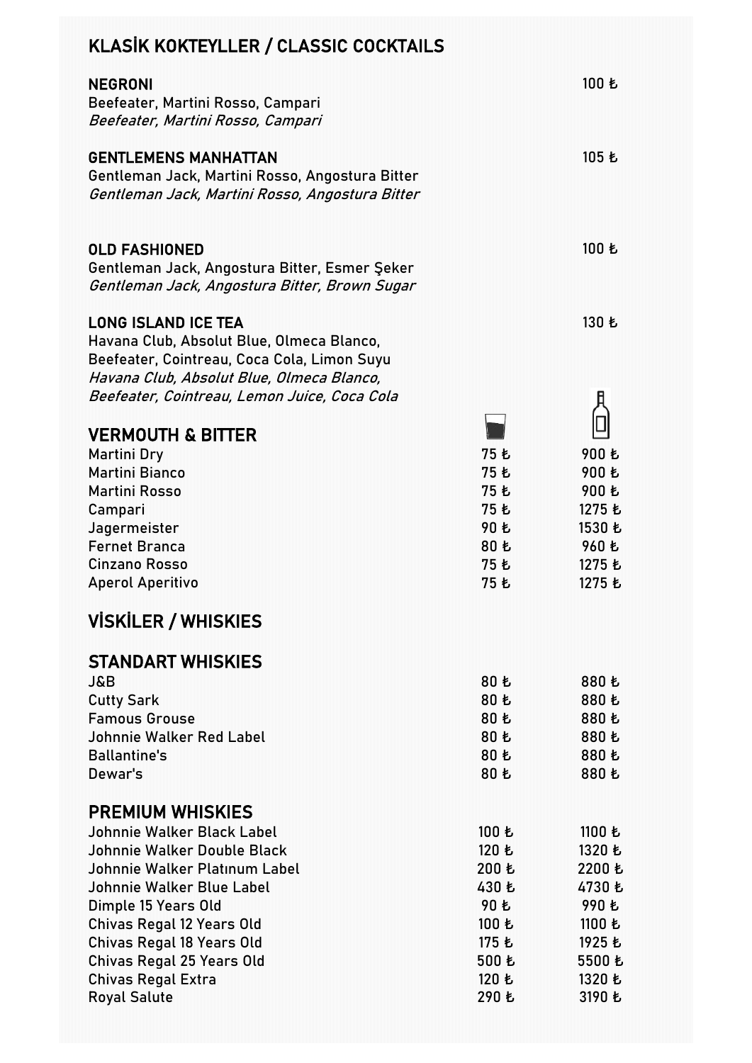## KLASİK KOKTEYLLER / CLASSIC COCKTAILS

**NEGRONI** — 100 ₺
Beefeater, Martini Rosso, Campari
*Beefeater, Martini Rosso, Campari*

**GENTLEMENS MANHATTAN** — 105 ₺
Gentleman Jack, Martini Rosso, Angostura Bitter
*Gentleman Jack, Martini Rosso, Angostura Bitter*

**OLD FASHIONED** — 100 ₺
Gentleman Jack, Angostura Bitter, Esmer Şeker
*Gentleman Jack, Angostura Bitter, Brown Sugar*

**LONG ISLAND ICE TEA** — 130 ₺
Havana Club, Absolut Blue, Olmeca Blanco, Beefeater, Cointreau, Coca Cola, Limon Suyu
*Havana Club, Absolut Blue, Olmeca Blanco, Beefeater, Cointreau, Lemon Juice, Coca Cola*

## VERMOUTH & BITTER

| | Glass | Bottle |
|---|---|---|
| Martini Dry | 75 ₺ | 900 ₺ |
| Martini Bianco | 75 ₺ | 900 ₺ |
| Martini Rosso | 75 ₺ | 900 ₺ |
| Campari | 75 ₺ | 1275 ₺ |
| Jagermeister | 90 ₺ | 1530 ₺ |
| Fernet Branca | 80 ₺ | 960 ₺ |
| Cinzano Rosso | 75 ₺ | 1275 ₺ |
| Aperol Aperitivo | 75 ₺ | 1275 ₺ |

## VİSKİLER / WHISKIES

### STANDART WHISKIES

| | Glass | Bottle |
|---|---|---|
| J&B | 80 ₺ | 880 ₺ |
| Cutty Sark | 80 ₺ | 880 ₺ |
| Famous Grouse | 80 ₺ | 880 ₺ |
| Johnnie Walker Red Label | 80 ₺ | 880 ₺ |
| Ballantine's | 80 ₺ | 880 ₺ |
| Dewar's | 80 ₺ | 880 ₺ |

### PREMIUM WHISKIES

| | Glass | Bottle |
|---|---|---|
| Johnnie Walker Black Label | 100 ₺ | 1100 ₺ |
| Johnnie Walker Double Black | 120 ₺ | 1320 ₺ |
| Johnnie Walker Platınum Label | 200 ₺ | 2200 ₺ |
| Johnnie Walker Blue Label | 430 ₺ | 4730 ₺ |
| Dimple 15 Years Old | 90 ₺ | 990 ₺ |
| Chivas Regal 12 Years Old | 100 ₺ | 1100 ₺ |
| Chivas Regal 18 Years Old | 175 ₺ | 1925 ₺ |
| Chivas Regal 25 Years Old | 500 ₺ | 5500 ₺ |
| Chivas Regal Extra | 120 ₺ | 1320 ₺ |
| Royal Salute | 290 ₺ | 3190 ₺ |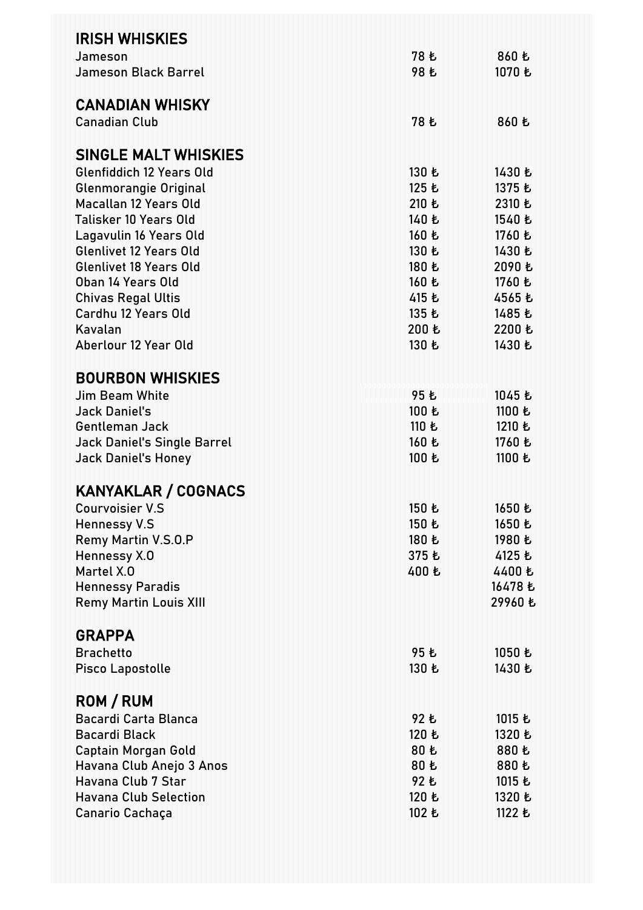## IRISH WHISKIES

| | | |
|---|---|---|
| Jameson | 78 ₺ | 860 ₺ |
| Jameson Black Barrel | 98 ₺ | 1070 ₺ |

## CANADIAN WHISKY

| | | |
|---|---|---|
| Canadian Club | 78 ₺ | 860 ₺ |

## SINGLE MALT WHISKIES

| | | |
|---|---|---|
| Glenfiddich 12 Years Old | 130 ₺ | 1430 ₺ |
| Glenmorangie Original | 125 ₺ | 1375 ₺ |
| Macallan 12 Years Old | 210 ₺ | 2310 ₺ |
| Talisker 10 Years Old | 140 ₺ | 1540 ₺ |
| Lagavulin 16 Years Old | 160 ₺ | 1760 ₺ |
| Glenlivet 12 Years Old | 130 ₺ | 1430 ₺ |
| Glenlivet 18 Years Old | 180 ₺ | 2090 ₺ |
| Oban 14 Years Old | 160 ₺ | 1760 ₺ |
| Chivas Regal Ultis | 415 ₺ | 4565 ₺ |
| Cardhu 12 Years Old | 135 ₺ | 1485 ₺ |
| Kavalan | 200 ₺ | 2200 ₺ |
| Aberlour 12 Year Old | 130 ₺ | 1430 ₺ |

## BOURBON WHISKIES

| | | |
|---|---|---|
| Jim Beam White | 95 ₺ | 1045 ₺ |
| Jack Daniel's | 100 ₺ | 1100 ₺ |
| Gentleman Jack | 110 ₺ | 1210 ₺ |
| Jack Daniel's Single Barrel | 160 ₺ | 1760 ₺ |
| Jack Daniel's Honey | 100 ₺ | 1100 ₺ |

## KANYAKLAR / COGNACS

| | | |
|---|---|---|
| Courvoisier V.S | 150 ₺ | 1650 ₺ |
| Hennessy V.S | 150 ₺ | 1650 ₺ |
| Remy Martin V.S.O.P | 180 ₺ | 1980 ₺ |
| Hennessy X.O | 375 ₺ | 4125 ₺ |
| Martel X.O | 400 ₺ | 4400 ₺ |
| Hennessy Paradis | | 16478 ₺ |
| Remy Martin Louis XIII | | 29960 ₺ |

## GRAPPA

| | | |
|---|---|---|
| Brachetto | 95 ₺ | 1050 ₺ |
| Pisco Lapostolle | 130 ₺ | 1430 ₺ |

## ROM / RUM

| | | |
|---|---|---|
| Bacardi Carta Blanca | 92 ₺ | 1015 ₺ |
| Bacardi Black | 120 ₺ | 1320 ₺ |
| Captain Morgan Gold | 80 ₺ | 880 ₺ |
| Havana Club Anejo 3 Anos | 80 ₺ | 880 ₺ |
| Havana Club 7 Star | 92 ₺ | 1015 ₺ |
| Havana Club Selection | 120 ₺ | 1320 ₺ |
| Canario Cachaça | 102 ₺ | 1122 ₺ |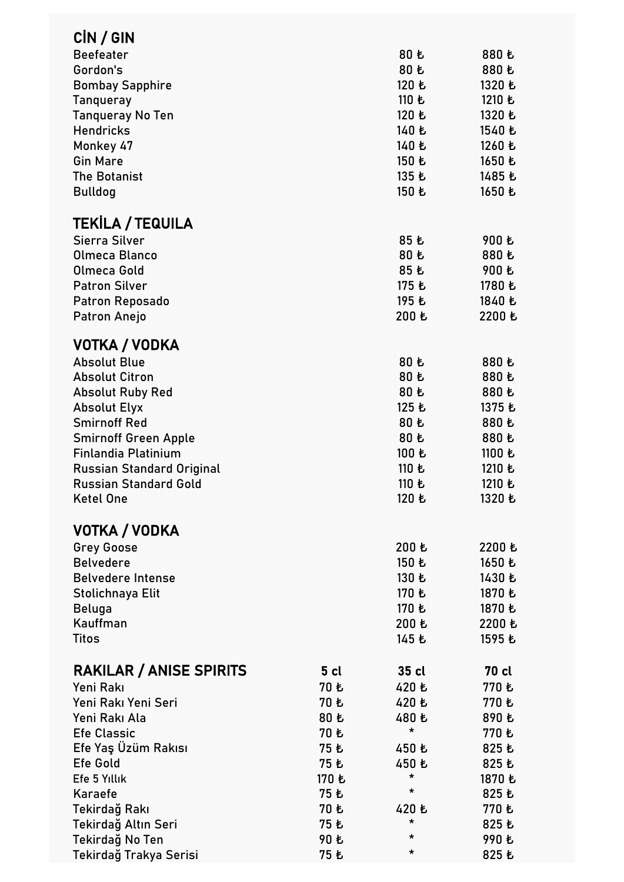## CİN / GIN

| | | |
|---|---|---|
| Beefeater | 80 ₺ | 880 ₺ |
| Gordon's | 80 ₺ | 880 ₺ |
| Bombay Sapphire | 120 ₺ | 1320 ₺ |
| Tanqueray | 110 ₺ | 1210 ₺ |
| Tanqueray No Ten | 120 ₺ | 1320 ₺ |
| Hendricks | 140 ₺ | 1540 ₺ |
| Monkey 47 | 140 ₺ | 1260 ₺ |
| Gin Mare | 150 ₺ | 1650 ₺ |
| The Botanist | 135 ₺ | 1485 ₺ |
| Bulldog | 150 ₺ | 1650 ₺ |

## TEKİLA / TEQUILA

| | | |
|---|---|---|
| Sierra Silver | 85 ₺ | 900 ₺ |
| Olmeca Blanco | 80 ₺ | 880 ₺ |
| Olmeca Gold | 85 ₺ | 900 ₺ |
| Patron Silver | 175 ₺ | 1780 ₺ |
| Patron Reposado | 195 ₺ | 1840 ₺ |
| Patron Anejo | 200 ₺ | 2200 ₺ |

## VOTKA / VODKA

| | | |
|---|---|---|
| Absolut Blue | 80 ₺ | 880 ₺ |
| Absolut Citron | 80 ₺ | 880 ₺ |
| Absolut Ruby Red | 80 ₺ | 880 ₺ |
| Absolut Elyx | 125 ₺ | 1375 ₺ |
| Smirnoff Red | 80 ₺ | 880 ₺ |
| Smirnoff Green Apple | 80 ₺ | 880 ₺ |
| Finlandia Platinium | 100 ₺ | 1100 ₺ |
| Russian Standard Original | 110 ₺ | 1210 ₺ |
| Russian Standard Gold | 110 ₺ | 1210 ₺ |
| Ketel One | 120 ₺ | 1320 ₺ |

## VOTKA / VODKA

| | | |
|---|---|---|
| Grey Goose | 200 ₺ | 2200 ₺ |
| Belvedere | 150 ₺ | 1650 ₺ |
| Belvedere Intense | 130 ₺ | 1430 ₺ |
| Stolichnaya Elit | 170 ₺ | 1870 ₺ |
| Beluga | 170 ₺ | 1870 ₺ |
| Kauffman | 200 ₺ | 2200 ₺ |
| Titos | 145 ₺ | 1595 ₺ |

## RAKILAR / ANISE SPIRITS

| RAKILAR / ANISE SPIRITS | 5 cl | 35 cl | 70 cl |
|---|---|---|---|
| Yeni Rakı | 70 ₺ | 420 ₺ | 770 ₺ |
| Yeni Rakı Yeni Seri | 70 ₺ | 420 ₺ | 770 ₺ |
| Yeni Rakı Ala | 80 ₺ | 480 ₺ | 890 ₺ |
| Efe Classic | 70 ₺ | * | 770 ₺ |
| Efe Yaş Üzüm Rakısı | 75 ₺ | 450 ₺ | 825 ₺ |
| Efe Gold | 75 ₺ | 450 ₺ | 825 ₺ |
| Efe 5 Yıllık | 170 ₺ | * | 1870 ₺ |
| Karaefe | 75 ₺ | * | 825 ₺ |
| Tekirdağ Rakı | 70 ₺ | 420 ₺ | 770 ₺ |
| Tekirdağ Altın Seri | 75 ₺ | * | 825 ₺ |
| Tekirdağ No Ten | 90 ₺ | * | 990 ₺ |
| Tekirdağ Trakya Serisi | 75 ₺ | * | 825 ₺ |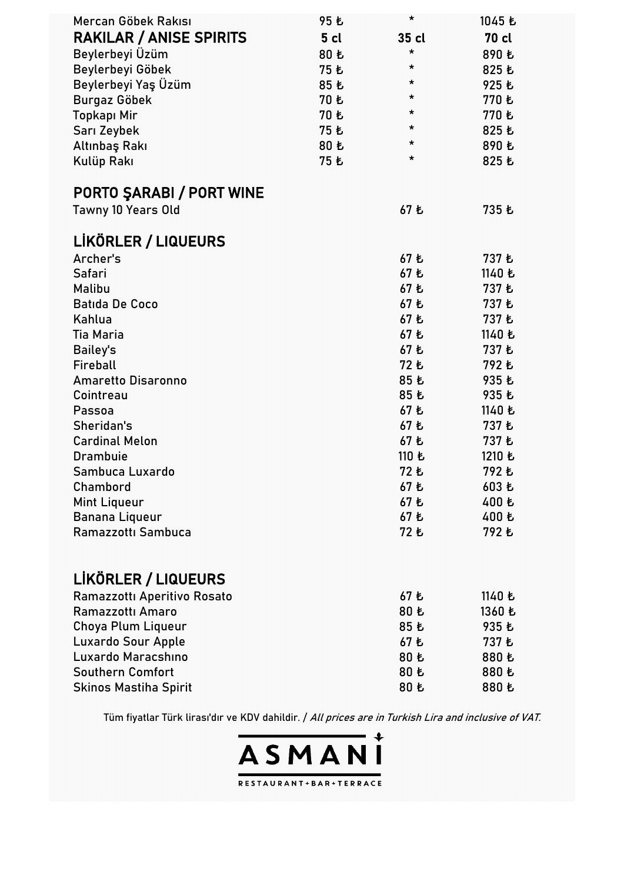| | | | |
|---|---|---|---|
| Mercan Göbek Rakısı | 95 ₺ | * | 1045 ₺ |

## RAKILAR / ANISE SPIRITS

| RAKILAR / ANISE SPIRITS | 5 cl | 35 cl | 70 cl |
|---|---|---|---|
| Beylerbeyi Üzüm | 80 ₺ | * | 890 ₺ |
| Beylerbeyi Göbek | 75 ₺ | * | 825 ₺ |
| Beylerbeyi Yaş Üzüm | 85 ₺ | * | 925 ₺ |
| Burgaz Göbek | 70 ₺ | * | 770 ₺ |
| Topkapı Mir | 70 ₺ | * | 770 ₺ |
| Sarı Zeybek | 75 ₺ | * | 825 ₺ |
| Altınbaş Rakı | 80 ₺ | * | 890 ₺ |
| Kulüp Rakı | 75 ₺ | * | 825 ₺ |

## PORTO ŞARABI / PORT WINE

| | | |
|---|---|---|
| Tawny 10 Years Old | 67 ₺ | 735 ₺ |

## LİKÖRLER / LIQUEURS

| | | |
|---|---|---|
| Archer's | 67 ₺ | 737 ₺ |
| Safari | 67 ₺ | 1140 ₺ |
| Malibu | 67 ₺ | 737 ₺ |
| Batıda De Coco | 67 ₺ | 737 ₺ |
| Kahlua | 67 ₺ | 737 ₺ |
| Tia Maria | 67 ₺ | 1140 ₺ |
| Bailey's | 67 ₺ | 737 ₺ |
| Fireball | 72 ₺ | 792 ₺ |
| Amaretto Disaronno | 85 ₺ | 935 ₺ |
| Cointreau | 85 ₺ | 935 ₺ |
| Passoa | 67 ₺ | 1140 ₺ |
| Sheridan's | 67 ₺ | 737 ₺ |
| Cardinal Melon | 67 ₺ | 737 ₺ |
| Drambuie | 110 ₺ | 1210 ₺ |
| Sambuca Luxardo | 72 ₺ | 792 ₺ |
| Chambord | 67 ₺ | 603 ₺ |
| Mint Liqueur | 67 ₺ | 400 ₺ |
| Banana Liqueur | 67 ₺ | 400 ₺ |
| Ramazzottı Sambuca | 72 ₺ | 792 ₺ |

## LİKÖRLER / LIQUEURS

| | | |
|---|---|---|
| Ramazzottı Aperitivo Rosato | 67 ₺ | 1140 ₺ |
| Ramazzottı Amaro | 80 ₺ | 1360 ₺ |
| Choya Plum Liqueur | 85 ₺ | 935 ₺ |
| Luxardo Sour Apple | 67 ₺ | 737 ₺ |
| Luxardo Maracshıno | 80 ₺ | 880 ₺ |
| Southern Comfort | 80 ₺ | 880 ₺ |
| Skinos Mastiha Spirit | 80 ₺ | 880 ₺ |

Tüm fiyatlar Türk lirası'dır ve KDV dahildir. / *All prices are in Turkish Lira and inclusive of VAT.*

ASMANİ

RESTAURANT+BAR+TERRACE